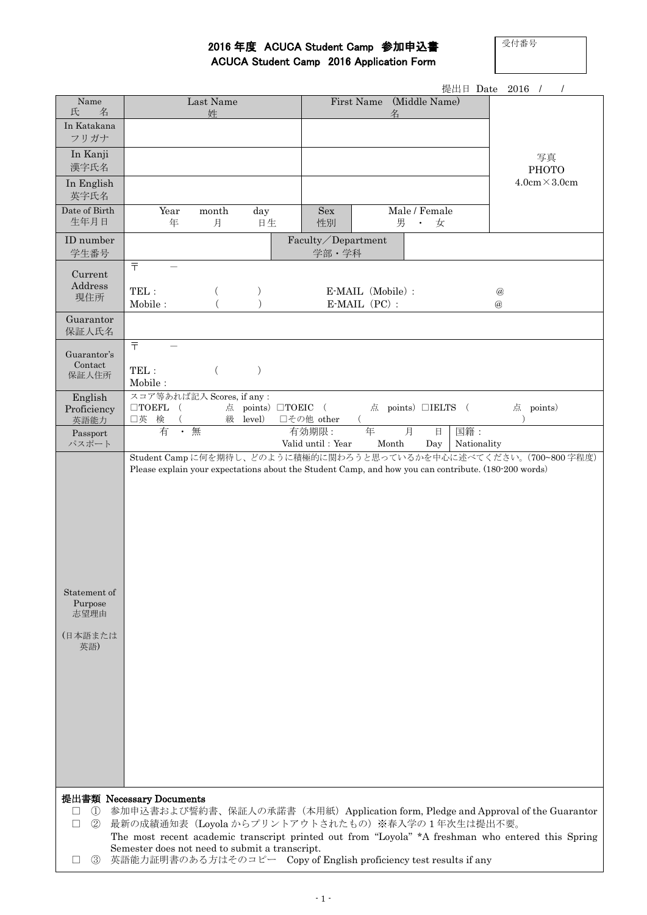# 2016 年度 ACUCA Student Camp 参加申込書
## ACUCA Student Camp 2016 Application Form

受付番号

提出日 Date 2016 / /

| Name<br>氏　名 | Last Name<br>姓 | | First Name (Middle Name)<br>名 | | 写真<br>PHOTO<br>4.0cm×3.0cm |
|---|---|---|---|---|---|
| In Katakana<br>フリガナ | | | | | |
| In Kanji<br>漢字氏名 | | | | | |
| In English<br>英字氏名 | | | | | |
| Date of Birth<br>生年月日 | Year 年 month 月 day 日生 | | Sex<br>性別 | Male / Female<br>男 ・ 女 | |
| ID number<br>学生番号 | | Faculty／Department<br>学部・学科 | | | |
| Current Address<br>現住所 | 〒 －<br>TEL : ( )<br>Mobile : ( ) | | E-MAIL (Mobile) : @<br>E-MAIL (PC) : @ | | |
| Guarantor<br>保証人氏名 | | | | | |
| Guarantor's Contact<br>保証人住所 | 〒 －<br>TEL : ( )<br>Mobile : | | | | |
| English Proficiency<br>英語能力 | スコア等あれば記入 Scores, if any :<br>□TOEFL ( 点 points) □TOEIC ( 点 points) □IELTS ( 点 points)<br>□英 検 ( 級 level) □その他 other ( ) | | | | |
| Passport<br>パスポート | 有 ・ 無 | 有効期限 : 年 月 日<br>Valid until : Year Month Day | | 国籍 :<br>Nationality | |
| Statement of Purpose<br>志望理由<br>(日本語または英語) | Student Camp に何を期待し、どのように積極的に関わろうと思っているかを中心に述べてください。(700~800 字程度)<br>Please explain your expectations about the Student Camp, and how you can contribute. (180-200 words) | | | | |

**提出書類 Necessary Documents**

- □ ① 参加申込書および誓約書、保証人の承諾書（本用紙）Application form, Pledge and Approval of the Guarantor
- □ ② 最新の成績通知表（Loyola からプリントアウトされたもの）※春入学の 1 年次生は提出不要。
  The most recent academic transcript printed out from "Loyola" *A freshman who entered this Spring Semester does not need to submit a transcript.
- □ ③ 英語能力証明書のある方はそのコピー　Copy of English proficiency test results if any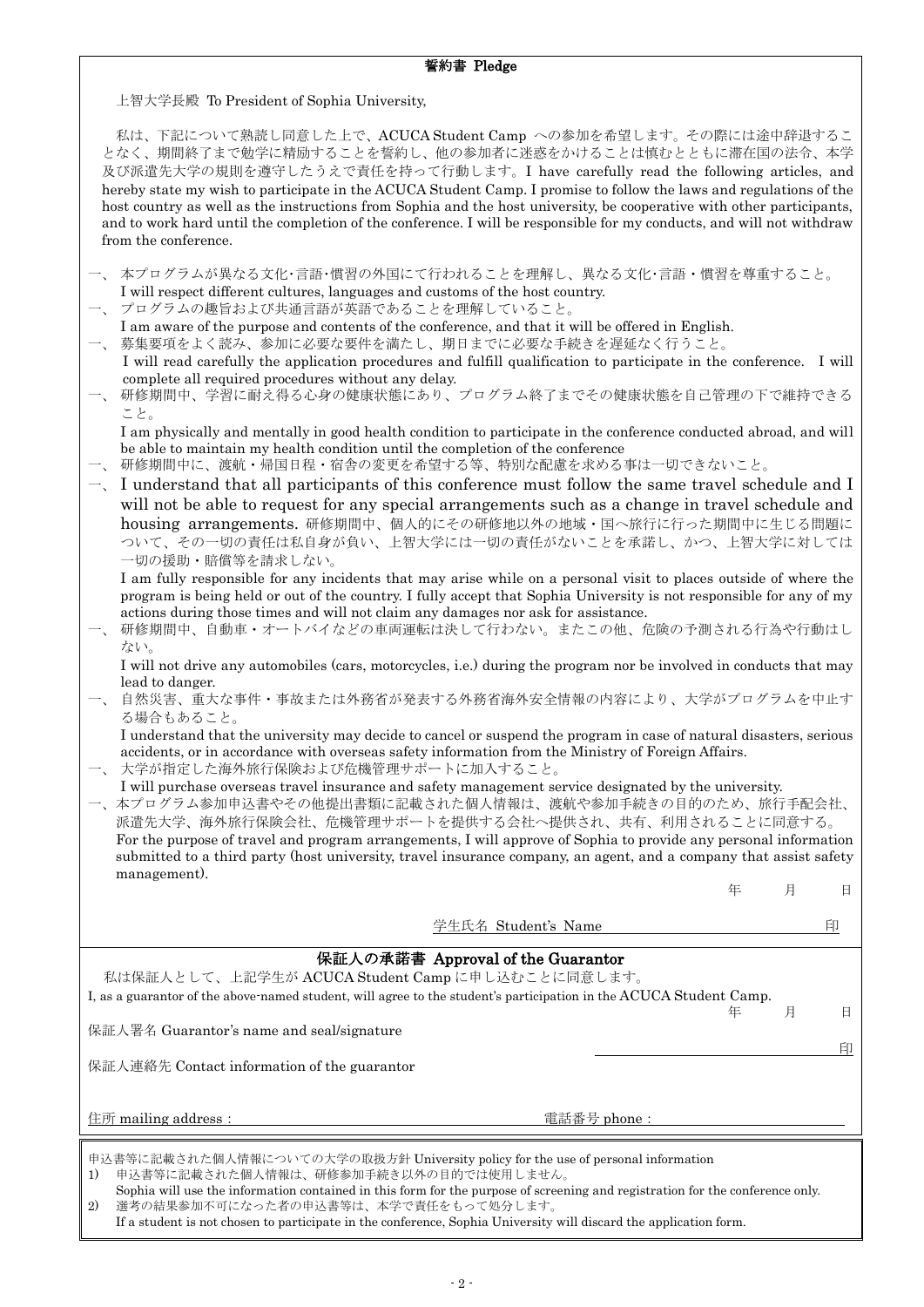# 誓約書 Pledge

上智大学長殿 To President of Sophia University,

私は、下記について熟読し同意した上で、ACUCA Student Camp への参加を希望します。その際には途中辞退することなく、期間終了まで勉学に精励することを誓約し、他の参加者に迷惑をかけることは慎むとともに滞在国の法令、本学及び派遣先大学の規則を遵守したうえで責任を持って行動します。I have carefully read the following articles, and hereby state my wish to participate in the ACUCA Student Camp. I promise to follow the laws and regulations of the host country as well as the instructions from Sophia and the host university, be cooperative with other participants, and to work hard until the completion of the conference. I will be responsible for my conducts, and will not withdraw from the conference.

一、本プログラムが異なる文化･言語･慣習の外国にて行われることを理解し、異なる文化・言語・慣習を尊重すること。
I will respect different cultures, languages and customs of the host country.

一、プログラムの趣旨および共通言語が英語であることを理解していること。
I am aware of the purpose and contents of the conference, and that it will be offered in English.

一、募集要項をよく読み、参加に必要な要件を満たし、期日までに必要な手続きを遅延なく行うこと。
I will read carefully the application procedures and fulfill qualification to participate in the conference. I will complete all required procedures without any delay.

一、研修期間中、学習に耐え得る心身の健康状態にあり、プログラム終了までその健康状態を自己管理の下で維持できること。
I am physically and mentally in good health condition to participate in the conference conducted abroad, and will be able to maintain my health condition until the completion of the conference

一、研修期間中に、渡航・帰国日程・宿舎の変更を希望する等、特別な配慮を求める事は一切できないこと。

一、I understand that all participants of this conference must follow the same travel schedule and I will not be able to request for any special arrangements such as a change in travel schedule and housing arrangements. 研修期間中、個人的にその研修地以外の地域・国へ旅行に行った期間中に生じる問題について、その一切の責任は私自身が負い、上智大学には一切の責任がないことを承諾し、かつ、上智大学に対しては一切の援助・賠償等を請求しない。
I am fully responsible for any incidents that may arise while on a personal visit to places outside of where the program is being held or out of the country. I fully accept that Sophia University is not responsible for any of my actions during those times and will not claim any damages nor ask for assistance.

一、研修期間中、自動車・オートバイなどの車両運転は決して行わない。またこの他、危険の予測される行為や行動はしない。
I will not drive any automobiles (cars, motorcycles, i.e.) during the program nor be involved in conducts that may lead to danger.

一、自然災害、重大な事件・事故または外務省が発表する外務省海外安全情報の内容により、大学がプログラムを中止する場合もあること。
I understand that the university may decide to cancel or suspend the program in case of natural disasters, serious accidents, or in accordance with overseas safety information from the Ministry of Foreign Affairs.

一、大学が指定した海外旅行保険および危機管理サポートに加入すること。
I will purchase overseas travel insurance and safety management service designated by the university.

一、本プログラム参加申込書やその他提出書類に記載された個人情報は、渡航や参加手続きの目的のため、旅行手配会社、派遣先大学、海外旅行保険会社、危機管理サポートを提供する会社へ提供され、共有、利用されることに同意する。
For the purpose of travel and program arrangements, I will approve of Sophia to provide any personal information submitted to a third party (host university, travel insurance company, an agent, and a company that assist safety management).

年　　月　　日

学生氏名 Student's Name　　　　　　　　　　　　　　印

## 保証人の承諾書 Approval of the Guarantor

私は保証人として、上記学生が ACUCA Student Camp に申し込むことに同意します。
I, as a guarantor of the above-named student, will agree to the student's participation in the ACUCA Student Camp.

年　　月　　日

保証人署名 Guarantor's name and seal/signature　　　　　　　　　　　　　　印

保証人連絡先 Contact information of the guarantor

住所 mailing address :　　　　　　　　　　　　電話番号 phone :

申込書等に記載された個人情報についての大学の取扱方針 University policy for the use of personal information

1) 申込書等に記載された個人情報は、研修参加手続き以外の目的では使用しません。
Sophia will use the information contained in this form for the purpose of screening and registration for the conference only.
2) 選考の結果参加不可になった者の申込書等は、本学で責任をもって処分します。
If a student is not chosen to participate in the conference, Sophia University will discard the application form.